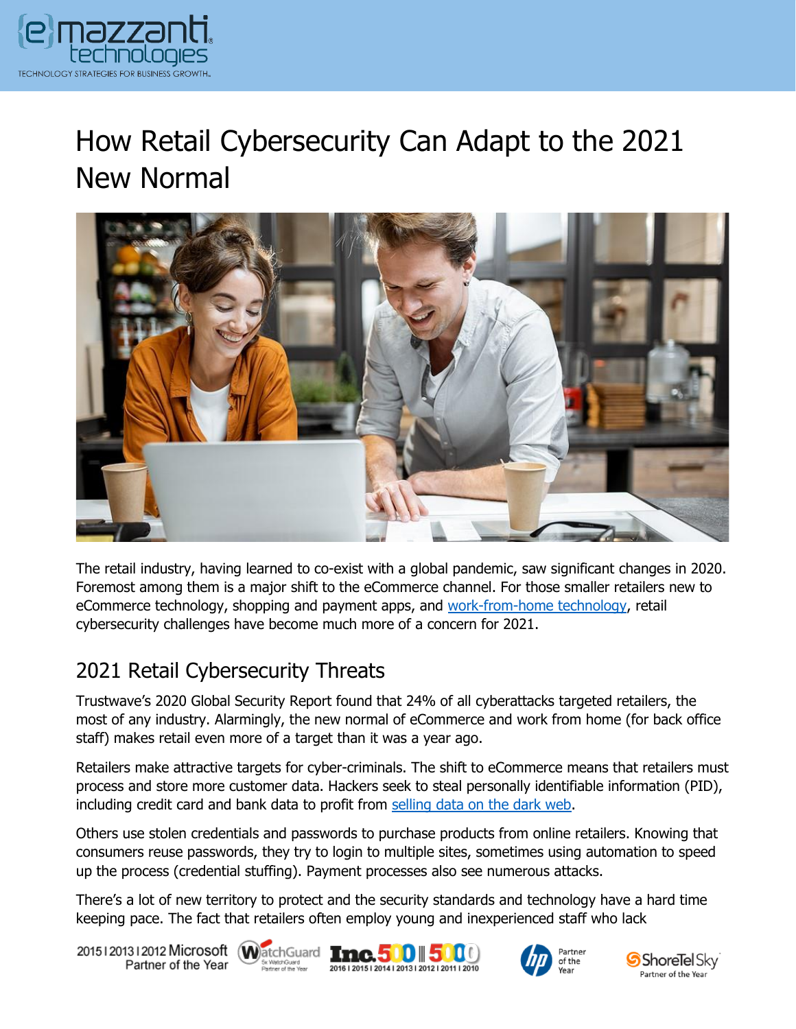# How Retail Cybersecurity Can Adapt to the 2021 New Normal

The retail industry, having learned to co-exist with a global pandemic, saw significant changes in 2020. Foremost among them is a major shift to the eCommerce channel. For those smaller retailers new to eCommerce technology, shopping and payment apps, and work-from-home technology, retail cybersecurity challenges have become much more of a concern for 2021.

## 2021 Retail Cybersecurity Threats

Trustwave's 2020 Global Security Report found that 24% of all cyberattacks targeted retailers, the most of any industry. Alarmingly, the new normal of eCommerce and work from home (for back office staff) makes retail even more of a target than it was a year ago.

Retailers make attractive targets for cyber-criminals. The shift to eCommerce means that retailers must process and store more customer data. Hackers seek to steal personally identifiable information (PID), including credit card and bank data to profit from selling data on the dark web.

Others use stolen credentials and passwords to purchase products from online retailers. Knowing that consumers reuse passwords, they try to login to multiple sites, sometimes using automation to speed up the process (credential stuffing). Payment processes also see numerous attacks.

There's a lot of new territory to protect and the security standards and technology have a hard time keeping pace. The fact that retailers often employ young and inexperienced staff who lack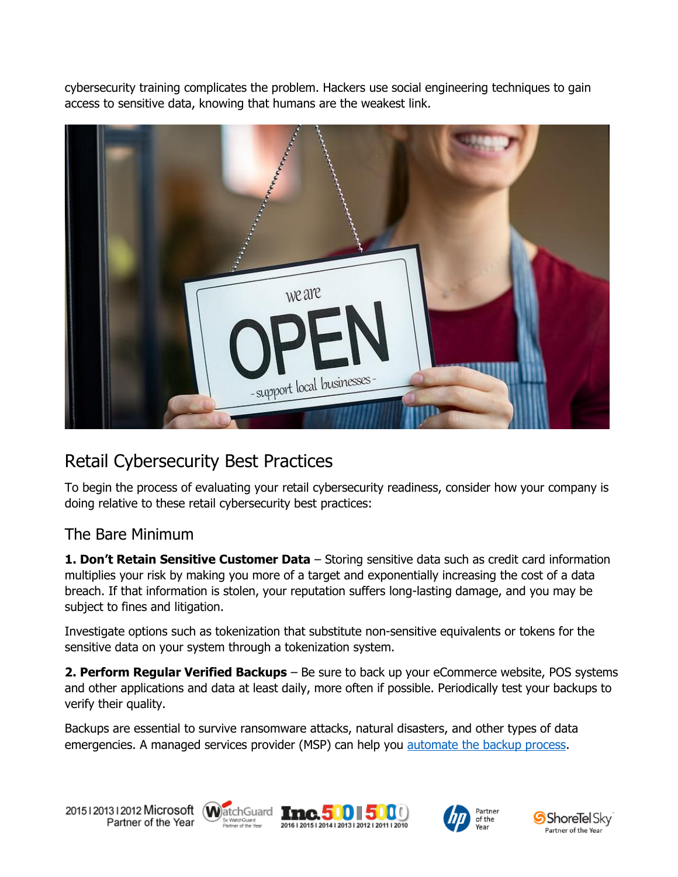cybersecurity training complicates the problem. Hackers use social engineering techniques to gain access to sensitive data, knowing that humans are the weakest link.

## Retail Cybersecurity Best Practices

To begin the process of evaluating your retail cybersecurity readiness, consider how your company is doing relative to these retail cybersecurity best practices:

### The Bare Minimum

**1. Don't Retain Sensitive Customer Data** – Storing sensitive data such as credit card information multiplies your risk by making you more of a target and exponentially increasing the cost of a data breach. If that information is stolen, your reputation suffers long-lasting damage, and you may be subject to fines and litigation.

Investigate options such as tokenization that substitute non-sensitive equivalents or tokens for the sensitive data on your system through a tokenization system.

**2. Perform Regular Verified Backups** – Be sure to back up your eCommerce website, POS systems and other applications and data at least daily, more often if possible. Periodically test your backups to verify their quality.

Backups are essential to survive ransomware attacks, natural disasters, and other types of data emergencies. A managed services provider (MSP) can help you automate the backup process.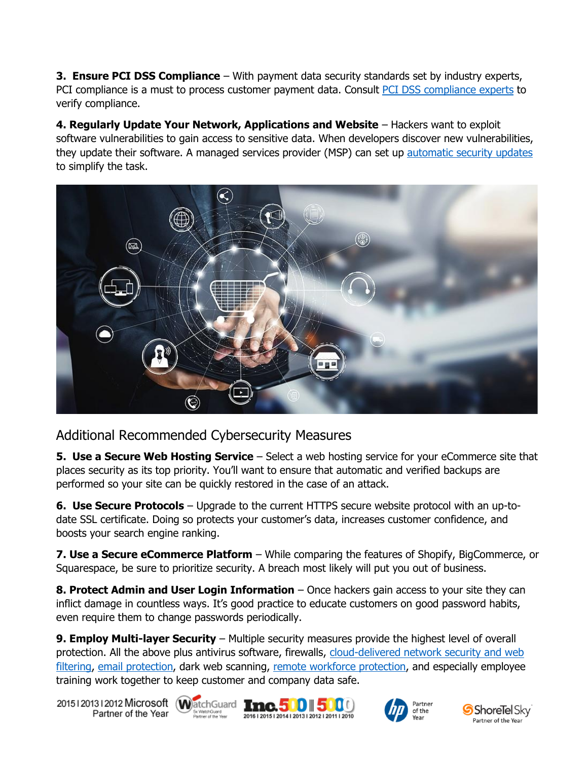**3. Ensure PCI DSS Compliance** – With payment data security standards set by industry experts, PCI compliance is a must to process customer payment data. Consult PCI DSS compliance experts to verify compliance.

**4. Regularly Update Your Network, Applications and Website** – Hackers want to exploit software vulnerabilities to gain access to sensitive data. When developers discover new vulnerabilities, they update their software. A managed services provider (MSP) can set up automatic security updates to simplify the task.

## Additional Recommended Cybersecurity Measures

**5. Use a Secure Web Hosting Service** – Select a web hosting service for your eCommerce site that places security as its top priority. You'll want to ensure that automatic and verified backups are performed so your site can be quickly restored in the case of an attack.

**6. Use Secure Protocols** – Upgrade to the current HTTPS secure website protocol with an up-to-date SSL certificate. Doing so protects your customer's data, increases customer confidence, and boosts your search engine ranking.

**7. Use a Secure eCommerce Platform** – While comparing the features of Shopify, BigCommerce, or Squarespace, be sure to prioritize security. A breach most likely will put you out of business.

**8. Protect Admin and User Login Information** – Once hackers gain access to your site they can inflict damage in countless ways. It's good practice to educate customers on good password habits, even require them to change passwords periodically.

**9. Employ Multi-layer Security** – Multiple security measures provide the highest level of overall protection. All the above plus antivirus software, firewalls, cloud-delivered network security and web filtering, email protection, dark web scanning, remote workforce protection, and especially employee training work together to keep customer and company data safe.

2015 | 2013 | 2012 Microsoft Partner of the Year | WatchGuard 5x WatchGuard Partner of the Year | Inc. 500 | 5000 2016 | 2015 | 2014 | 2013 | 2012 | 2011 | 2010 | hp Partner of the Year | ShoreTel Sky Partner of the Year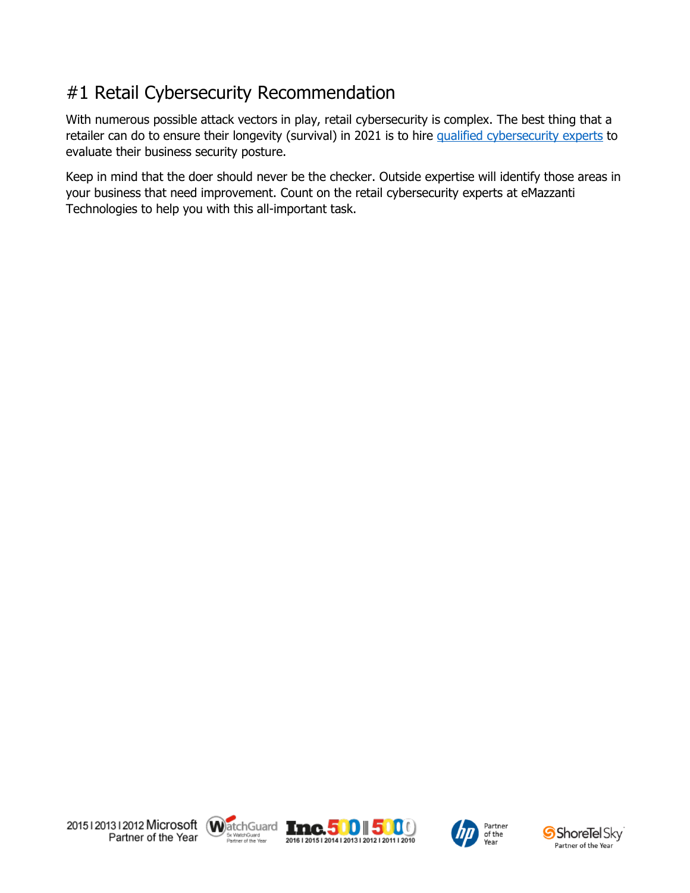# #1 Retail Cybersecurity Recommendation

With numerous possible attack vectors in play, retail cybersecurity is complex. The best thing that a retailer can do to ensure their longevity (survival) in 2021 is to hire qualified cybersecurity experts to evaluate their business security posture.

Keep in mind that the doer should never be the checker. Outside expertise will identify those areas in your business that need improvement. Count on the retail cybersecurity experts at eMazzanti Technologies to help you with this all-important task.